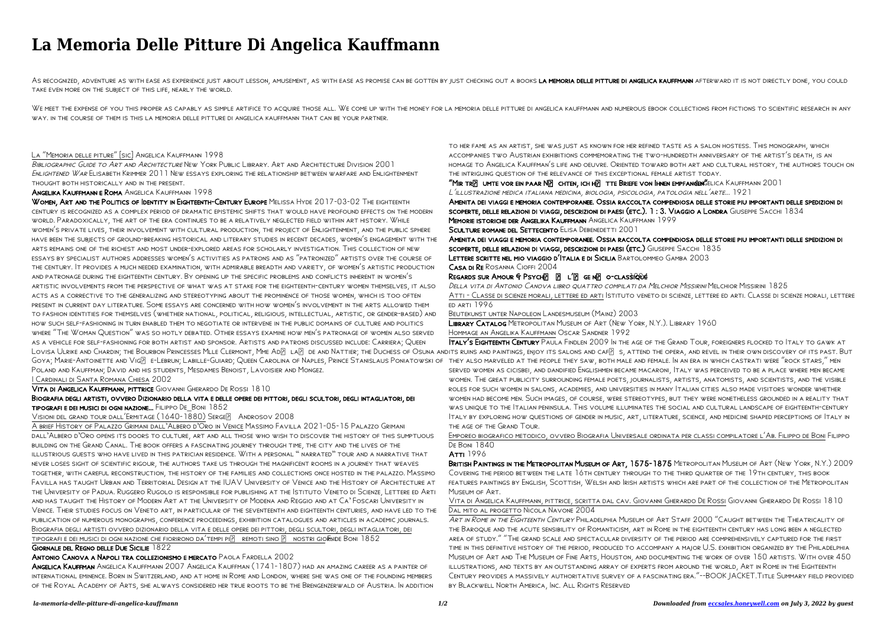# La Memoria Delle Pitture Di Angelica Kauffmann

As recognized, adventure as with ease as experience just about lesson, amusement, as with ease as promise can be gotten by just checking out a books **la memoria delle pitture di angelica kauffmann** afterward it is not directly done, you could take even more on the subject of this life, nearly the world.

We meet the expense of you this proper as capably as simple artifice to acquire those all. We come up with the money for la memoria delle pitture di angelica kauffmann and numerous ebook collections from fictions to scientific research in any way. in the course of them is this la memoria delle pitture di angelica kauffmann that can be your partner.

La "Memoria delle piture" [sic] Angelica Kauffmann 1998

*Bibliographic Guide to Art and Architecture* New York Public Library. Art and Architecture Division 2001

*Enlightened War* Elisabeth Krimmer 2011 New essays exploring the relationship between warfare and Enlightenment thought both historically and in the present.

**Angelika Kauffmann e Roma** Angelica Kauffmann 1998

**Women, Art and the Politics of Identity in Eighteenth-Century Europe** Melissa Hyde 2017-03-02 The eighteenth century is recognized as a complex period of dramatic epistemic shifts that would have profound effects on the modern world. Paradoxically, the art of the era continues to be a relatively neglected field within art history. While women's private lives, their involvement with cultural production, the project of Enlightenment, and the public sphere have been the subjects of ground-breaking historical and literary studies in recent decades, women's engagement with the arts remains one of the richest and most under-explored areas for scholarly investigation. This collection of new essays by specialist authors addresses women's activities as patrons and as "patronized" artists over the course of the century. It provides a much needed examination, with admirable breadth and variety, of women's artistic production and patronage during the eighteenth century. By opening up the specific problems and conflicts inherent in women's artistic involvements from the perspective of what was at stake for the eighteenth-century women themselves, it also acts as a corrective to the generalizing and stereotyping about the prominence of those women, which is too often present in current day literature. Some essays are concerned with how women's involvement in the arts allowed them to fashion identities for themselves (whether national, political, religious, intellectual, artistic, or gender-based) and how such self-fashioning in turn enabled them to negotiate or intervene in the public domains of culture and politics where "The Woman Question" was so hotly debated. Other essays examine how men's patronage of women also served as a vehicle for self-fashioning for both artist and sponsor. Artists and patrons discussed include: Carriera; Queen Lovisa Ulrike and Chardin; the Bourbon Princesses Mlle Clermont, Mme Ad� la� de and Nattier; the Duchess of Osuna and Goya; Marie-Antoinette and Vig� e-Lebrun; Labille-Guiard; Queen Carolina of Naples, Prince Stanislaus Poniatowski of Poland and Kauffman; David and his students, Mesdames Benoist, Lavoisier and Mongez.

I Cardinali di Santa Romana Chiesa 2002

**Vita di Angelica Kauffmann, pittrice** Giovanni Gherardo De Rossi 1810

**Biografia degli artisti, ovvero Dizionario della vita e delle opere dei pittori, degli scultori, degli intagliatori, dei tipografi e dei musici di ogni nazione...** Filippo De_Boni 1852

Visioni del grand tour dall'Ermitage (1640-1880) Serge� Androsov 2008

A brief History of Palazzo Grimani dall'Albero d'Oro in Venice Massimo Favilla 2021-05-15 Palazzo Grimani dall'Albero d'Oro opens its doors to culture, art and all those who wish to discover the history of this sumptuous building on the Grand Canal. The book offers a fascinating journey through time, the city and the lives of the illustrious guests who have lived in this patrician residence. With a personal " narrated" tour and a narrative that never loses sight of scientific rigour, the authors take us through the magnificent rooms in a journey that weaves together, with careful reconstruction, the history of the families and collections once hosted in the palazzo. Massimo Favilla has taught Urban and Territorial Design at the IUAV University of Venice and the History of Architecture at the University of Padua. Ruggero Rugolo is responsible for publishing at the Istituto Veneto di Scienze, Lettere ed Arti and has taught the History of Modern Art at the University of Modena and Reggio and at Ca' Foscari University in Venice. Their studies focus on Veneto art, in particular of the seventeenth and eighteenth centuries, and have led to the publication of numerous monographs, conference proceedings, exhibition catalogues and articles in academic journals.

Biografia degli artisti ovvero dizionario della vita e delle opere dei pittori, degli scultori, degli intagliatori, dei tipografi e dei musici di ogni nazione che fiorirono da'tempi pi� remoti sino � nostri giorni de Boni 1852

**Giornale del Regno delle Due Sicilie** 1822

**Antonio Canova a Napoli tra collezionismo e mercato** Paola Fardella 2002

**Angelica Kauffman** Angelica Kauffmann 2007 Angelica Kauffman (1741-1807) had an amazing career as a painter of international eminence. Born in Switzerland, and at home in Rome and London, where she was one of the founding members of the Royal Academy of Arts, she always considered her true roots to be the Brengenzerwald of Austria. In addition to her fame as an artist, she was just as known for her refined taste as a salon hostess. This monograph, which accompanies two Austrian exhibitions commemorating the two-hundredth anniversary of the artist's death, is an homage to Angelica Kauffman's life and oeuvre. Oriented toward both art and cultural history, the authors touch on the intriguing question of the relevance of this exceptional female artist today.

**"Mir tr� umte vor ein paar N� chten, ich h� tte Briefe von Ihnen empfangen"** Angelica Kauffmann 2001

*L'illustrazione medica italiana medicina, biologia, psicologia, patologia nell'arte...* 1921

**Amenita dei viaggi e memoria contemporanee. Ossia raccolta compendiosa delle storie piu importanti delle spedizioni di scoperte, delle relazioni di viaggi, descrizioni di paesi (etc.). 1 : 3. Viaggio a Londra** Giuseppe Sacchi 1834

**Memorie istoriche der Angelika Kauffmann** Angelica Kauffmann 1999

**Sculture romane del Settecento** Elisa Debenedetti 2001

**Amenita dei viaggi e memoria contemporanee. Ossia raccolta compendiosa delle storie piu importanti delle spedizioni di scoperte, delle relazioni di viaggi, descrizioni di paesi (etc.)** Giuseppe Sacchi 1835

**Lettere scritte nel mio viaggio d'Italia e di Sicilia** Bartolommeo Gamba 2003

**Casa di Re** Rosanna Cioffi 2004

**Regards sur Amour & Psych� � l'� ge n� o-classique** 1994

*Della vita di Antonio Canova libro quattro compilati da Melchior Missirini* Melchior Missirini 1825

Atti - Classe di scienze morali, lettere ed arti Istituto veneto di scienze, lettere ed arti. Classe di scienze morali, lettere ed arti 1996

Beutekunst unter Napoleon Landesmuseum (Mainz) 2003

**Library Catalog** Metropolitan Museum of Art (New York, N.Y.). Library 1960

Hommage an Angelika Kauffmann Oscar Sandner 1992

**Italy's Eighteenth Century** Paula Findlen 2009 In the age of the Grand Tour, foreigners flocked to Italy to gawk at its ruins and paintings, enjoy its salons and caf� s, attend the opera, and revel in their own discovery of its past. But they also marveled at the people they saw, both male and female. In an era in which castrati were "rock stars," men served women as cicisbei, and dandified Englishmen became macaroni, Italy was perceived to be a place where men became women. The great publicity surrounding female poets, journalists, artists, anatomists, and scientists, and the visible roles for such women in salons, academies, and universities in many Italian cities also made visitors wonder whether women had become men. Such images, of course, were stereotypes, but they were nonetheless grounded in a reality that was unique to the Italian peninsula. This volume illuminates the social and cultural landscape of eighteenth-century Italy by exploring how questions of gender in music, art, literature, science, and medicine shaped perceptions of Italy in the age of the Grand Tour.

Emporeo biografico metodico, ovvero Biografia Universale ordinata per classi compilatore l'Ab. Filippo de Boni Filippo De Boni 1840

**Atti** 1996

**British Paintings in the Metropolitan Museum of Art, 1575-1875** Metropolitan Museum of Art (New York, N.Y.) 2009 Covering the period between the late 16th century through to the third quarter of the 19th century, this book features paintings by English, Scottish, Welsh and Irish artists which are part of the collection of the Metropolitan Museum of Art.

Vita di Angelica Kauffmann, pittrice, scritta dal cav. Giovanni Gherardo De Rossi Giovanni Gherardo De Rossi 1810

Dal mito al progetto Nicola Navone 2004

*Art in Rome in the Eighteenth Century* Philadelphia Museum of Art Staff 2000 "Caught between the Theatricality of the Baroque and the acute sensibility of Romanticism, art in Rome in the eighteenth century has long been a neglected area of study." "The grand scale and spectacular diversity of the period are comprehensively captured for the first time in this definitive history of the period, produced to accompany a major U.S. exhibition organized by the Philadelphia Museum of Art and The Museum of Fine Arts, Houston, and documenting the work of over 150 artists. With over 450 illustrations, and texts by an outstanding array of experts from around the world, Art in Rome in the Eighteenth Century provides a massively authoritative survey of a fascinating era."--BOOK JACKET.Title Summary field provided by Blackwell North America, Inc. All Rights Reserved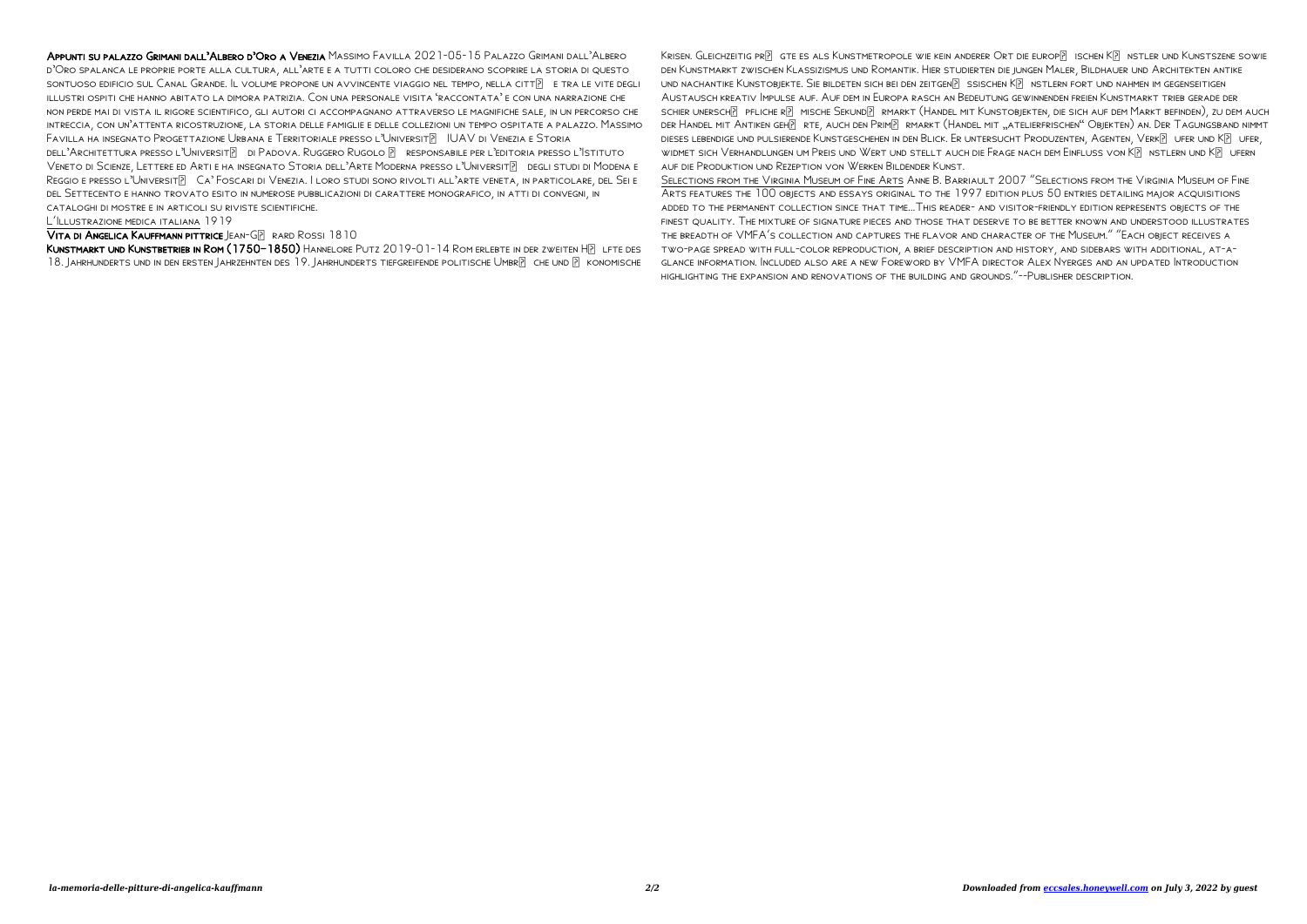**Appunti su palazzo Grimani dall'Albero d'Oro a Venezia** Massimo Favilla 2021-05-15 Palazzo Grimani dall'Albero d'Oro spalanca le proprie porte alla cultura, all'arte e a tutti coloro che desiderano scoprire la storia di questo sontuoso edificio sul Canal Grande. Il volume propone un avvincente viaggio nel tempo, nella citt� e tra le vite degli illustri ospiti che hanno abitato la dimora patrizia. Con una personale visita 'raccontata' e con una narrazione che non perde mai di vista il rigore scientifico, gli autori ci accompagnano attraverso le magnifiche sale, in un percorso che intreccia, con un'attenta ricostruzione, la storia delle famiglie e delle collezioni un tempo ospitate a palazzo. Massimo Favilla ha insegnato Progettazione Urbana e Territoriale presso l'Universit� IUAV di Venezia e Storia dell'Architettura presso l'Universit� di Padova. Ruggero Rugolo � responsabile per l'editoria presso l'Istituto Veneto di Scienze, Lettere ed Arti e ha insegnato Storia dell'Arte Moderna presso l'Universit� degli studi di Modena e Reggio e presso l'Universit� Ca' Foscari di Venezia. I loro studi sono rivolti all'arte veneta, in particolare, del Sei e del Settecento e hanno trovato esito in numerose pubblicazioni di carattere monografico, in atti di convegni, in cataloghi di mostre e in articoli su riviste scientifiche.

L'Illustrazione medica italiana 1919

**Vita di Angelica Kauffmann pittrice** Jean-G� rard Rossi 1810

**Kunstmarkt und Kunstbetrieb in Rom (1750–1850)** Hannelore Putz 2019-01-14 Rom erlebte in der zweiten H� lfte des 18. Jahrhunderts und in den ersten Jahrzehnten des 19. Jahrhunderts tiefgreifende politische Umbr� che und � konomische Krisen. Gleichzeitig pr� gte es als Kunstmetropole wie kein anderer Ort die europ� ischen K� nstler und Kunstszene sowie den Kunstmarkt zwischen Klassizismus und Romantik. Hier studierten die jungen Maler, Bildhauer und Architekten antike und nachantike Kunstobjekte. Sie bildeten sich bei den zeitgen� ssischen K� nstlern fort und nahmen im gegenseitigen Austausch kreativ Impulse auf. Auf dem in Europa rasch an Bedeutung gewinnenden freien Kunstmarkt trieb gerade der schier unersch� pfliche r� mische Sekund� rmarkt (Handel mit Kunstobjekten, die sich auf dem Markt befinden), zu dem auch der Handel mit Antiken geh� rte, auch den Prim� rmarkt (Handel mit „atelierfrischen" Objekten) an. Der Tagungsband nimmt dieses lebendige und pulsierende Kunstgeschehen in den Blick. Er untersucht Produzenten, Agenten, Verk� ufer und K� ufer, widmet sich Verhandlungen um Preis und Wert und stellt auch die Frage nach dem Einfluss von K� nstlern und K� ufern auf die Produktion und Rezeption von Werken Bildender Kunst.

Selections from the Virginia Museum of Fine Arts Anne B. Barriault 2007 "Selections from the Virginia Museum of Fine Arts features the 100 objects and essays original to the 1997 edition plus 50 entries detailing major acquisitions added to the permanent collection since that time...This reader- and visitor-friendly edition represents objects of the finest quality. The mixture of signature pieces and those that deserve to be better known and understood illustrates the breadth of VMFA's collection and captures the flavor and character of the Museum." "Each object receives a two-page spread with full-color reproduction, a brief description and history, and sidebars with additional, at-a-glance information. Included also are a new Foreword by VMFA director Alex Nyerges and an updated Introduction highlighting the expansion and renovations of the building and grounds."--Publisher description.